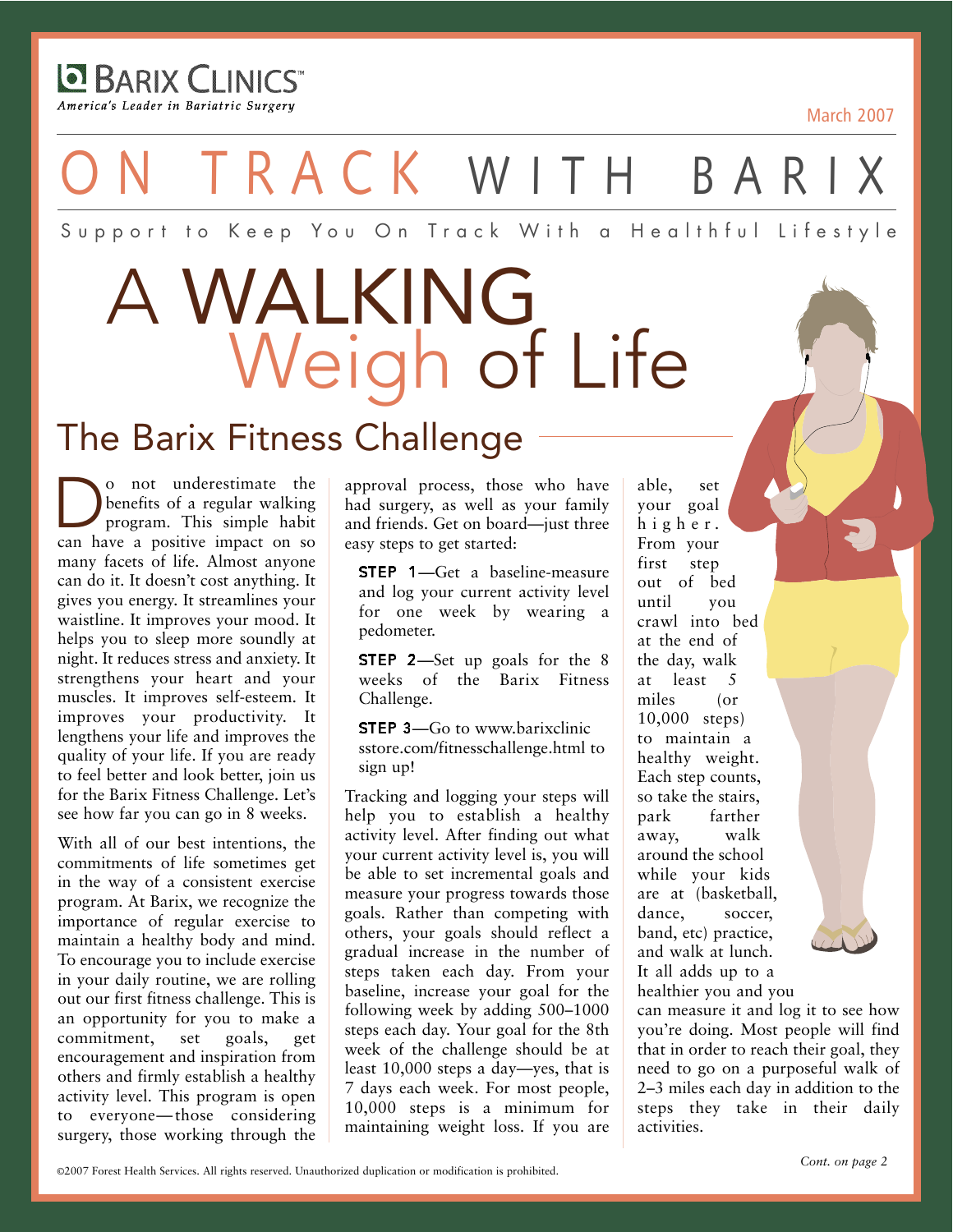BARIX CLINICS™

*America's Leader in Bariatric Surgery*

March 2007

# ON TRACK WITH BARIX

Support to Keep You On Track With a Healthful Lifestyle

# A WALKING Weigh of Life

## The Barix Fitness Challenge

Do not underestimate the benefits of a regular walking program. This simple habit can have a positive impact on so many facets of life. Almost anyone can do it. It doesn't cost anything. It gives you energy. It streamlines your waistline. It improves your mood. It helps you to sleep more soundly at night. It reduces stress and anxiety. It strengthens your heart and your muscles. It improves self-esteem. It improves your productivity. It lengthens your life and improves the quality of your life. If you are ready to feel better and look better, join us for the Barix Fitness Challenge. Let's see how far you can go in 8 weeks.

With all of our best intentions, the commitments of life sometimes get in the way of a consistent exercise program. At Barix, we recognize the importance of regular exercise to maintain a healthy body and mind. To encourage you to include exercise in your daily routine, we are rolling out our first fitness challenge. This is an opportunity for you to make a commitment, set goals, get encouragement and inspiration from others and firmly establish a healthy activity level. This program is open to everyone—those considering surgery, those working through the approval process, those who have had surgery, as well as your family and friends. Get on board—just three easy steps to get started:

**STEP 1**—Get a baseline-measure and log your current activity level for one week by wearing a pedometer.

**STEP 2**—Set up goals for the 8 weeks of the Barix Fitness Challenge.

**STEP 3**—Go to www.barixclinicsstore.com/fitnesschallenge.html to sign up!

Tracking and logging your steps will help you to establish a healthy activity level. After finding out what your current activity level is, you will be able to set incremental goals and measure your progress towards those goals. Rather than competing with others, your goals should reflect a gradual increase in the number of steps taken each day. From your baseline, increase your goal for the following week by adding 500–1000 steps each day. Your goal for the 8th week of the challenge should be at least 10,000 steps a day—yes, that is 7 days each week. For most people, 10,000 steps is a minimum for maintaining weight loss. If you are able, set your goal higher. From your first step out of bed until you crawl into bed at the end of the day, walk at least 5 miles (or 10,000 steps) to maintain a healthy weight. Each step counts, so take the stairs, park farther away, walk around the school while your kids are at (basketball, dance, soccer, band, etc) practice, and walk at lunch. It all adds up to a healthier you and you can measure it and log it to see how you're doing. Most people will find that in order to reach their goal, they need to go on a purposeful walk of 2–3 miles each day in addition to the steps they take in their daily activities.

*Cont. on page 2*

©2007 Forest Health Services. All rights reserved. Unauthorized duplication or modification is prohibited.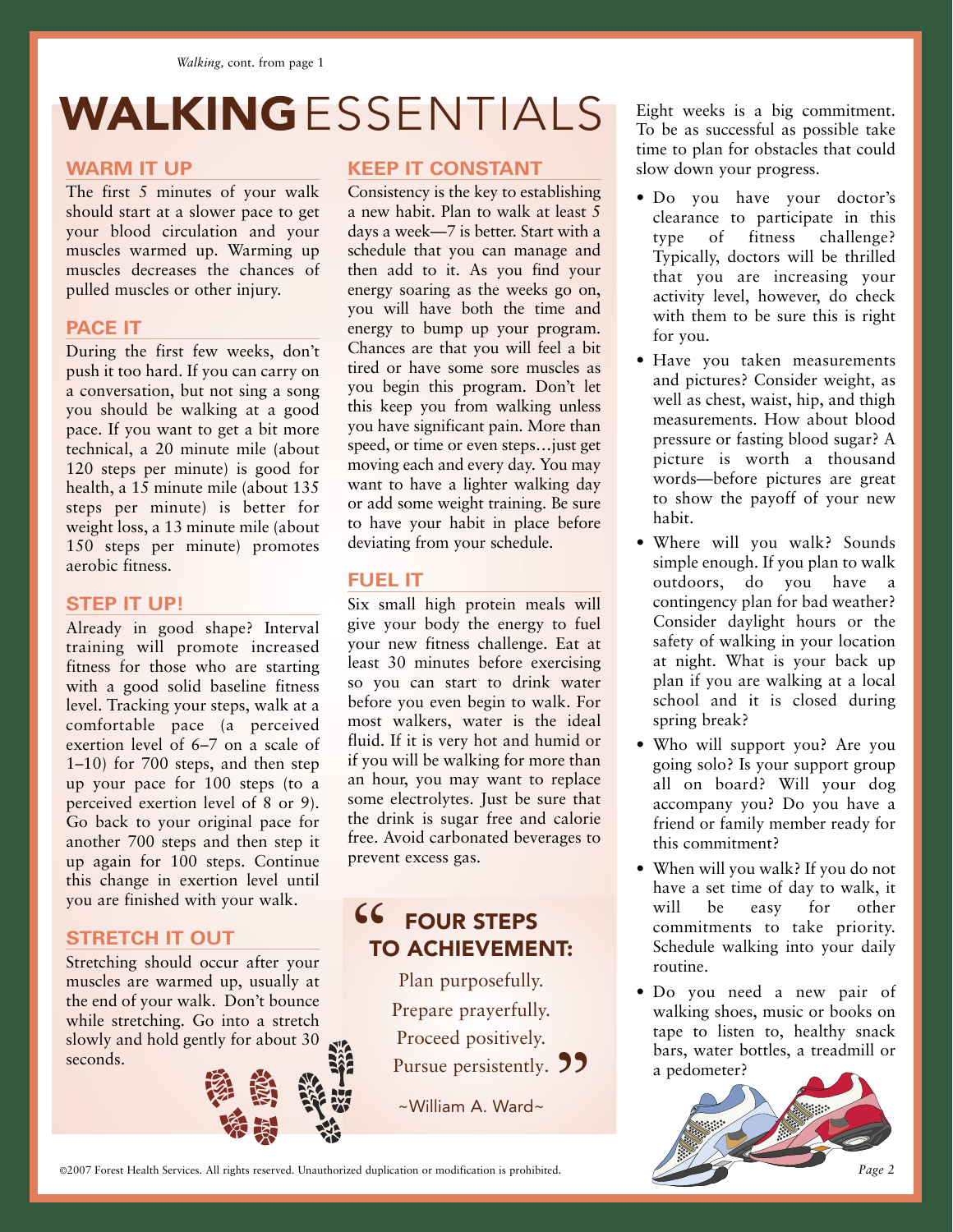*Walking,* cont. from page 1

# WALKING ESSENTIALS

## WARM IT UP

The first 5 minutes of your walk should start at a slower pace to get your blood circulation and your muscles warmed up. Warming up muscles decreases the chances of pulled muscles or other injury.

## PACE IT

During the first few weeks, don't push it too hard. If you can carry on a conversation, but not sing a song you should be walking at a good pace. If you want to get a bit more technical, a 20 minute mile (about 120 steps per minute) is good for health, a 15 minute mile (about 135 steps per minute) is better for weight loss, a 13 minute mile (about 150 steps per minute) promotes aerobic fitness.

## STEP IT UP!

Already in good shape? Interval training will promote increased fitness for those who are starting with a good solid baseline fitness level. Tracking your steps, walk at a comfortable pace (a perceived exertion level of 6–7 on a scale of 1–10) for 700 steps, and then step up your pace for 100 steps (to a perceived exertion level of 8 or 9). Go back to your original pace for another 700 steps and then step it up again for 100 steps. Continue this change in exertion level until you are finished with your walk.

## STRETCH IT OUT

Stretching should occur after your muscles are warmed up, usually at the end of your walk. Don't bounce while stretching. Go into a stretch slowly and hold gently for about 30 seconds.

## KEEP IT CONSTANT

Consistency is the key to establishing a new habit. Plan to walk at least 5 days a week—7 is better. Start with a schedule that you can manage and then add to it. As you find your energy soaring as the weeks go on, you will have both the time and energy to bump up your program. Chances are that you will feel a bit tired or have some sore muscles as you begin this program. Don't let this keep you from walking unless you have significant pain. More than speed, or time or even steps…just get moving each and every day. You may want to have a lighter walking day or add some weight training. Be sure to have your habit in place before deviating from your schedule.

## FUEL IT

Six small high protein meals will give your body the energy to fuel your new fitness challenge. Eat at least 30 minutes before exercising so you can start to drink water before you even begin to walk. For most walkers, water is the ideal fluid. If it is very hot and humid or if you will be walking for more than an hour, you may want to replace some electrolytes. Just be sure that the drink is sugar free and calorie free. Avoid carbonated beverages to prevent excess gas.

> **"FOUR STEPS TO ACHIEVEMENT:**
>
> Plan purposefully.
> Prepare prayerfully.
> Proceed positively.
> Pursue persistently."
>
> ~William A. Ward~

Eight weeks is a big commitment. To be as successful as possible take time to plan for obstacles that could slow down your progress.

- Do you have your doctor's clearance to participate in this type of fitness challenge? Typically, doctors will be thrilled that you are increasing your activity level, however, do check with them to be sure this is right for you.
- Have you taken measurements and pictures? Consider weight, as well as chest, waist, hip, and thigh measurements. How about blood pressure or fasting blood sugar? A picture is worth a thousand words—before pictures are great to show the payoff of your new habit.
- Where will you walk? Sounds simple enough. If you plan to walk outdoors, do you have a contingency plan for bad weather? Consider daylight hours or the safety of walking in your location at night. What is your back up plan if you are walking at a local school and it is closed during spring break?
- Who will support you? Are you going solo? Is your support group all on board? Will your dog accompany you? Do you have a friend or family member ready for this commitment?
- When will you walk? If you do not have a set time of day to walk, it will be easy for other commitments to take priority. Schedule walking into your daily routine.
- Do you need a new pair of walking shoes, music or books on tape to listen to, healthy snack bars, water bottles, a treadmill or a pedometer?

©2007 Forest Health Services. All rights reserved. Unauthorized duplication or modification is prohibited.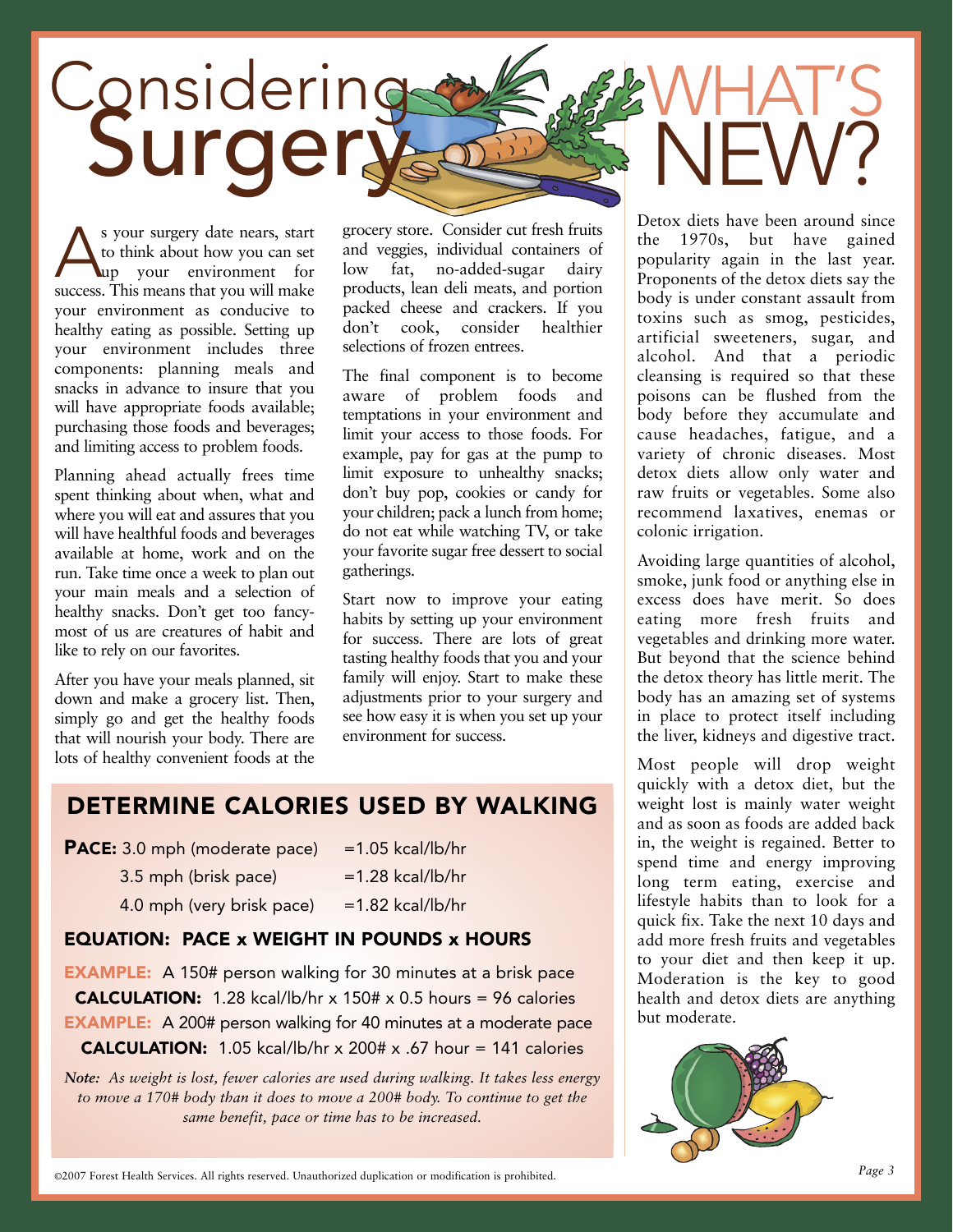# Considering Surgery

As your surgery date nears, start to think about how you can set up your environment for success. This means that you will make your environment as conducive to healthy eating as possible. Setting up your environment includes three components: planning meals and snacks in advance to insure that you will have appropriate foods available; purchasing those foods and beverages; and limiting access to problem foods.

Planning ahead actually frees time spent thinking about when, what and where you will eat and assures that you will have healthful foods and beverages available at home, work and on the run. Take time once a week to plan out your main meals and a selection of healthy snacks. Don't get too fancy- most of us are creatures of habit and like to rely on our favorites.

After you have your meals planned, sit down and make a grocery list. Then, simply go and get the healthy foods that will nourish your body. There are lots of healthy convenient foods at the grocery store. Consider cut fresh fruits and veggies, individual containers of low fat, no-added-sugar dairy products, lean deli meats, and portion packed cheese and crackers. If you don't cook, consider healthier selections of frozen entrees.

The final component is to become aware of problem foods and temptations in your environment and limit your access to those foods. For example, pay for gas at the pump to limit exposure to unhealthy snacks; don't buy pop, cookies or candy for your children; pack a lunch from home; do not eat while watching TV, or take your favorite sugar free dessert to social gatherings.

Start now to improve your eating habits by setting up your environment for success. There are lots of great tasting healthy foods that you and your family will enjoy. Start to make these adjustments prior to your surgery and see how easy it is when you set up your environment for success.

## DETERMINE CALORIES USED BY WALKING

**PACE:**

| Pace | |
|---|---|
| 3.0 mph (moderate pace) | =1.05 kcal/lb/hr |
| 3.5 mph (brisk pace) | =1.28 kcal/lb/hr |
| 4.0 mph (very brisk pace) | =1.82 kcal/lb/hr |

**EQUATION: PACE x WEIGHT IN POUNDS x HOURS**

**EXAMPLE:** A 150# person walking for 30 minutes at a brisk pace
**CALCULATION:** 1.28 kcal/lb/hr x 150# x 0.5 hours = 96 calories

**EXAMPLE:** A 200# person walking for 40 minutes at a moderate pace
**CALCULATION:** 1.05 kcal/lb/hr x 200# x .67 hour = 141 calories

*Note: As weight is lost, fewer calories are used during walking. It takes less energy to move a 170# body than it does to move a 200# body. To continue to get the same benefit, pace or time has to be increased.*

# WHAT'S NEW?

Detox diets have been around since the 1970s, but have gained popularity again in the last year. Proponents of the detox diets say the body is under constant assault from toxins such as smog, pesticides, artificial sweeteners, sugar, and alcohol. And that a periodic cleansing is required so that these poisons can be flushed from the body before they accumulate and cause headaches, fatigue, and a variety of chronic diseases. Most detox diets allow only water and raw fruits or vegetables. Some also recommend laxatives, enemas or colonic irrigation.

Avoiding large quantities of alcohol, smoke, junk food or anything else in excess does have merit. So does eating more fresh fruits and vegetables and drinking more water. But beyond that the science behind the detox theory has little merit. The body has an amazing set of systems in place to protect itself including the liver, kidneys and digestive tract.

Most people will drop weight quickly with a detox diet, but the weight lost is mainly water weight and as soon as foods are added back in, the weight is regained. Better to spend time and energy improving long term eating, exercise and lifestyle habits than to look for a quick fix. Take the next 10 days and add more fresh fruits and vegetables to your diet and then keep it up. Moderation is the key to good health and detox diets are anything but moderate.

©2007 Forest Health Services. All rights reserved. Unauthorized duplication or modification is prohibited.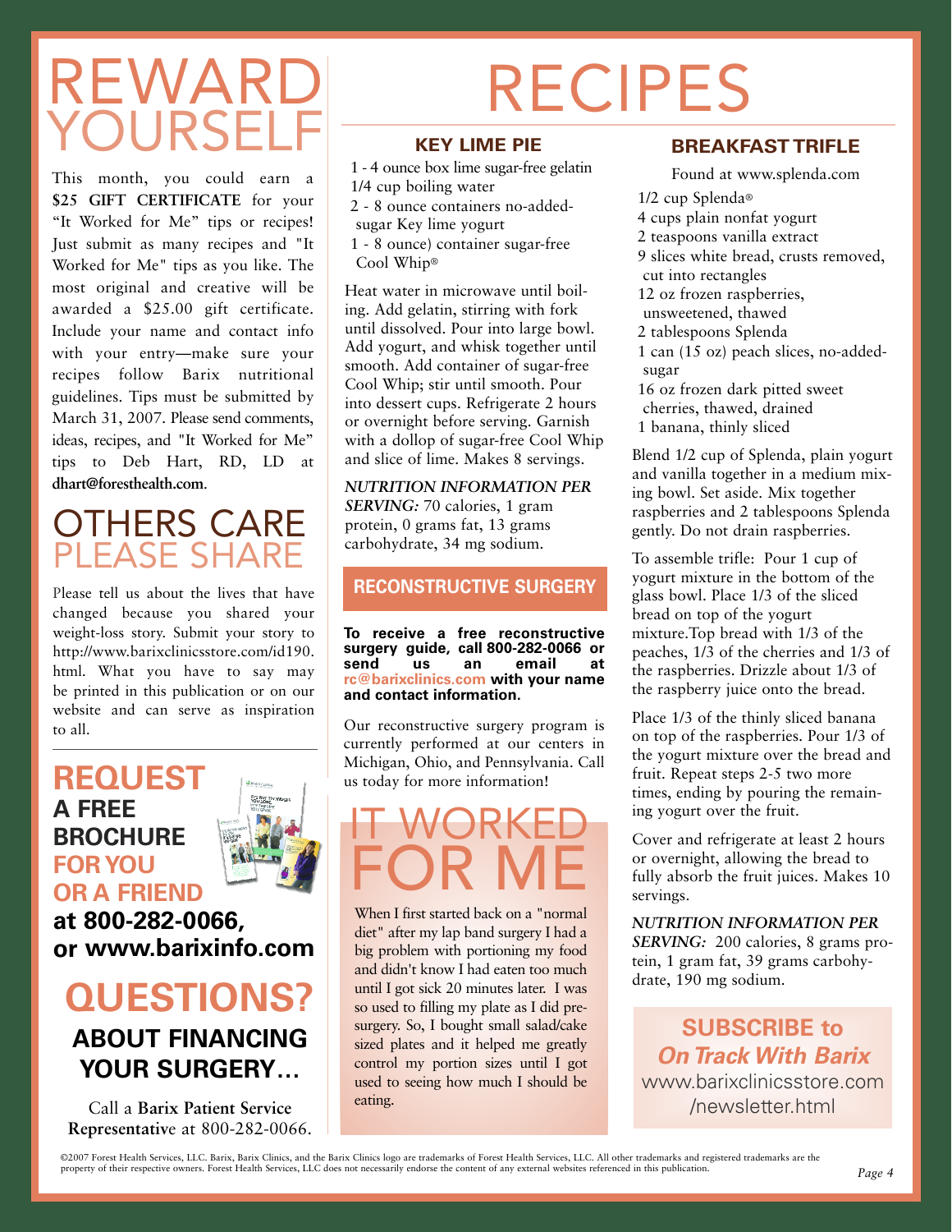# REWARD YOURSELF

This month, you could earn a **$25 GIFT CERTIFICATE** for your "It Worked for Me" tips or recipes! Just submit as many recipes and "It Worked for Me" tips as you like. The most original and creative will be awarded a $25.00 gift certificate. Include your name and contact info with your entry—make sure your recipes follow Barix nutritional guidelines. Tips must be submitted by March 31, 2007. Please send comments, ideas, recipes, and "It Worked for Me" tips to Deb Hart, RD, LD at **dhart@foresthealth.com**.

# OTHERS CARE PLEASE SHARE

Please tell us about the lives that have changed because you shared your weight-loss story. Submit your story to http://www.barixclinicsstore.com/id190.html. What you have to say may be printed in this publication or on our website and can serve as inspiration to all.

## REQUEST A FREE BROCHURE FOR YOU OR A FRIEND

**at 800-282-0066, or www.barixinfo.com**

## QUESTIONS?

**ABOUT FINANCING YOUR SURGERY…**

Call a **Barix Patient Service Representative** at 800-282-0066.

# RECIPES

## KEY LIME PIE

- 1 - 4 ounce box lime sugar-free gelatin
- 1/4 cup boiling water
- 2 - 8 ounce containers no-added-sugar Key lime yogurt
- 1 - 8 ounce) container sugar-free Cool Whip®

Heat water in microwave until boiling. Add gelatin, stirring with fork until dissolved. Pour into large bowl. Add yogurt, and whisk together until smooth. Add container of sugar-free Cool Whip; stir until smooth. Pour into dessert cups. Refrigerate 2 hours or overnight before serving. Garnish with a dollop of sugar-free Cool Whip and slice of lime. Makes 8 servings.

***NUTRITION INFORMATION PER SERVING:*** 70 calories, 1 gram protein, 0 grams fat, 13 grams carbohydrate, 34 mg sodium.

## RECONSTRUCTIVE SURGERY

**To receive a free reconstructive surgery guide, call 800-282-0066 or send us an email at rc@barixclinics.com with your name and contact information.**

Our reconstructive surgery program is currently performed at our centers in Michigan, Ohio, and Pennsylvania. Call us today for more information!

## IT WORKED FOR ME

When I first started back on a "normal diet" after my lap band surgery I had a big problem with portioning my food and didn't know I had eaten too much until I got sick 20 minutes later. I was so used to filling my plate as I did pre-surgery. So, I bought small salad/cake sized plates and it helped me greatly control my portion sizes until I got used to seeing how much I should be eating.

## BREAKFAST TRIFLE

Found at www.splenda.com

- 1/2 cup Splenda®
- 4 cups plain nonfat yogurt
- 2 teaspoons vanilla extract
- 9 slices white bread, crusts removed, cut into rectangles
- 12 oz frozen raspberries, unsweetened, thawed
- 2 tablespoons Splenda
- 1 can (15 oz) peach slices, no-added-sugar
- 16 oz frozen dark pitted sweet cherries, thawed, drained
- 1 banana, thinly sliced

Blend 1/2 cup of Splenda, plain yogurt and vanilla together in a medium mixing bowl. Set aside. Mix together raspberries and 2 tablespoons Splenda gently. Do not drain raspberries.

To assemble trifle: Pour 1 cup of yogurt mixture in the bottom of the glass bowl. Place 1/3 of the sliced bread on top of the yogurt mixture.Top bread with 1/3 of the peaches, 1/3 of the cherries and 1/3 of the raspberries. Drizzle about 1/3 of the raspberry juice onto the bread.

Place 1/3 of the thinly sliced banana on top of the raspberries. Pour 1/3 of the yogurt mixture over the bread and fruit. Repeat steps 2-5 two more times, ending by pouring the remaining yogurt over the fruit.

Cover and refrigerate at least 2 hours or overnight, allowing the bread to fully absorb the fruit juices. Makes 10 servings.

***NUTRITION INFORMATION PER SERVING:*** 200 calories, 8 grams protein, 1 gram fat, 39 grams carbohydrate, 190 mg sodium.

## SUBSCRIBE to *On Track With Barix*

www.barixclinicsstore.com/newsletter.html

©2007 Forest Health Services, LLC. Barix, Barix Clinics, and the Barix Clinics logo are trademarks of Forest Health Services, LLC. All other trademarks and registered trademarks are the property of their respective owners. Forest Health Services, LLC does not necessarily endorse the content of any external websites referenced in this publication.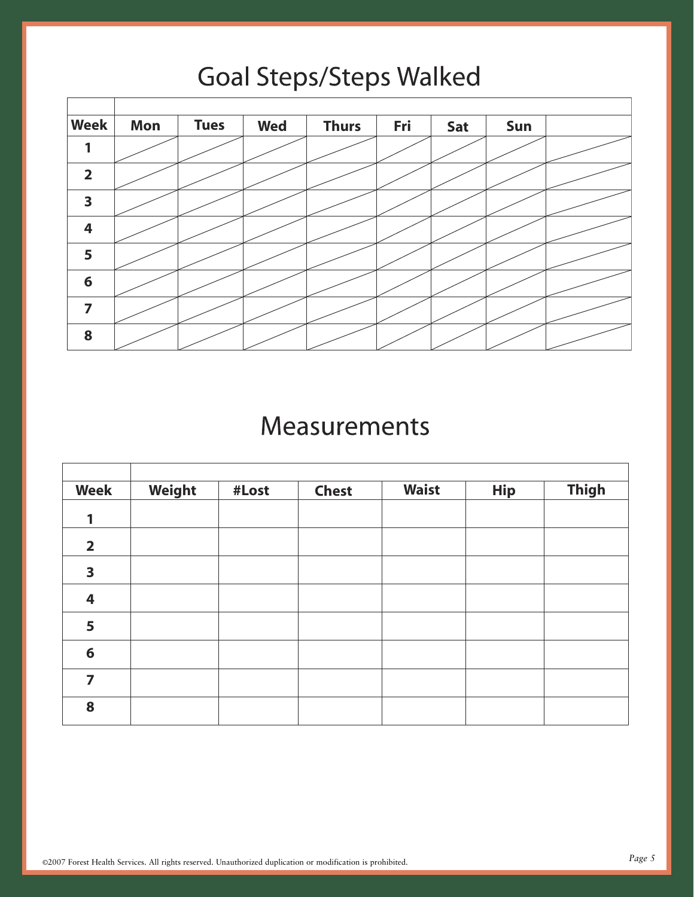# Goal Steps/Steps Walked

| | | | | | | | | |
|---|---|---|---|---|---|---|---|---|
| **Week** | **Mon** | **Tues** | **Wed** | **Thurs** | **Fri** | **Sat** | **Sun** | |
| **1** | | | | | | | | |
| **2** | | | | | | | | |
| **3** | | | | | | | | |
| **4** | | | | | | | | |
| **5** | | | | | | | | |
| **6** | | | | | | | | |
| **7** | | | | | | | | |
| **8** | | | | | | | | |

# Measurements

| | | | | | | |
|---|---|---|---|---|---|---|
| **Week** | **Weight** | **#Lost** | **Chest** | **Waist** | **Hip** | **Thigh** |
| **1** | | | | | | |
| **2** | | | | | | |
| **3** | | | | | | |
| **4** | | | | | | |
| **5** | | | | | | |
| **6** | | | | | | |
| **7** | | | | | | |
| **8** | | | | | | |

©2007 Forest Health Services. All rights reserved. Unauthorized duplication or modification is prohibited.